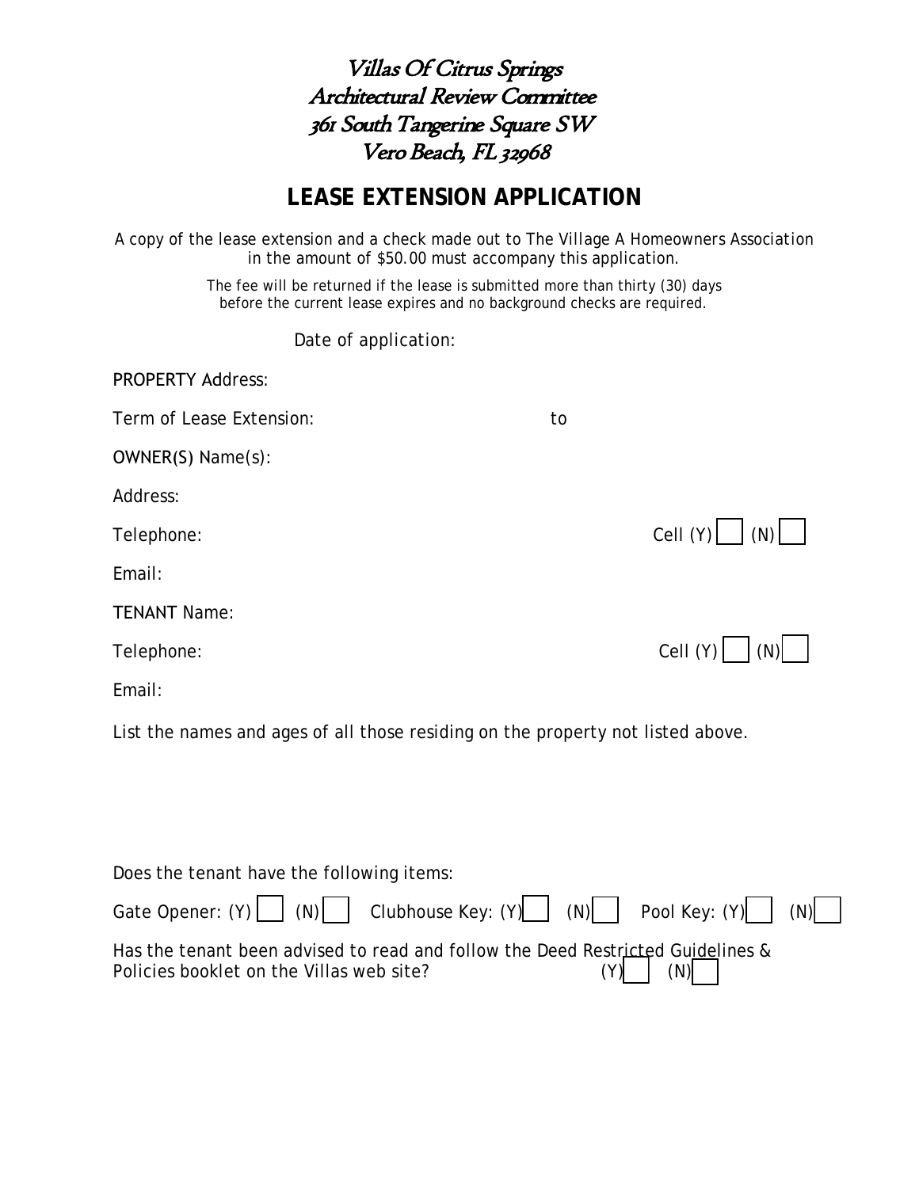# Villas Of Citrus Springs
## Architectural Review Committee
## 361 South Tangerine Square SW
## Vero Beach, FL 32968

# LEASE EXTENSION APPLICATION

A copy of the lease extension and a check made out to The Village A Homeowners Association in the amount of $50.00 must accompany this application.

The fee will be returned if the lease is submitted more than thirty (30) days before the current lease expires and no background checks are required.

Date of application:

PROPERTY Address:

Term of Lease Extension: to

OWNER(S) Name(s):

Address:

Telephone: Cell (Y) ☐ (N) ☐

Email:

TENANT Name:

Telephone: Cell (Y) ☐ (N) ☐

Email:

List the names and ages of all those residing on the property not listed above.

Does the tenant have the following items:

Gate Opener: (Y) ☐ (N) ☐ Clubhouse Key: (Y) ☐ (N) ☐ Pool Key: (Y) ☐ (N) ☐

Has the tenant been advised to read and follow the Deed Restricted Guidelines & Policies booklet on the Villas web site? (Y) ☐ (N) ☐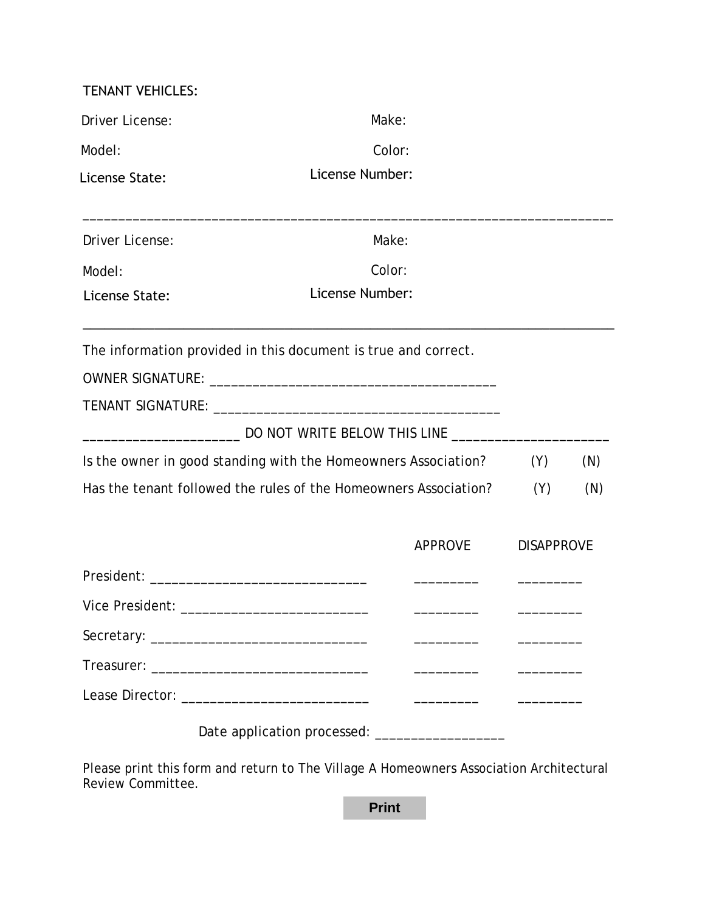TENANT VEHICLES:

Driver License: Make:

Model: Color:

License State: License Number:

---

Driver License: Make:

Model: Color:

License State: License Number:

---

The information provided in this document is true and correct.

OWNER SIGNATURE: _______________________________________

TENANT SIGNATURE: _______________________________________

_____________________ DO NOT WRITE BELOW THIS LINE _____________________

Is the owner in good standing with the Homeowners Association? (Y) (N)

Has the tenant followed the rules of the Homeowners Association? (Y) (N)

| | APPROVE | DISAPPROVE |
|---|---|---|
| President: ______________________________ | _________ | _________ |
| Vice President: __________________________ | _________ | _________ |
| Secretary: ______________________________ | _________ | _________ |
| Treasurer: ______________________________ | _________ | _________ |
| Lease Director: __________________________ | _________ | _________ |

Date application processed: __________________

Please print this form and return to The Village A Homeowners Association Architectural Review Committee.

Print